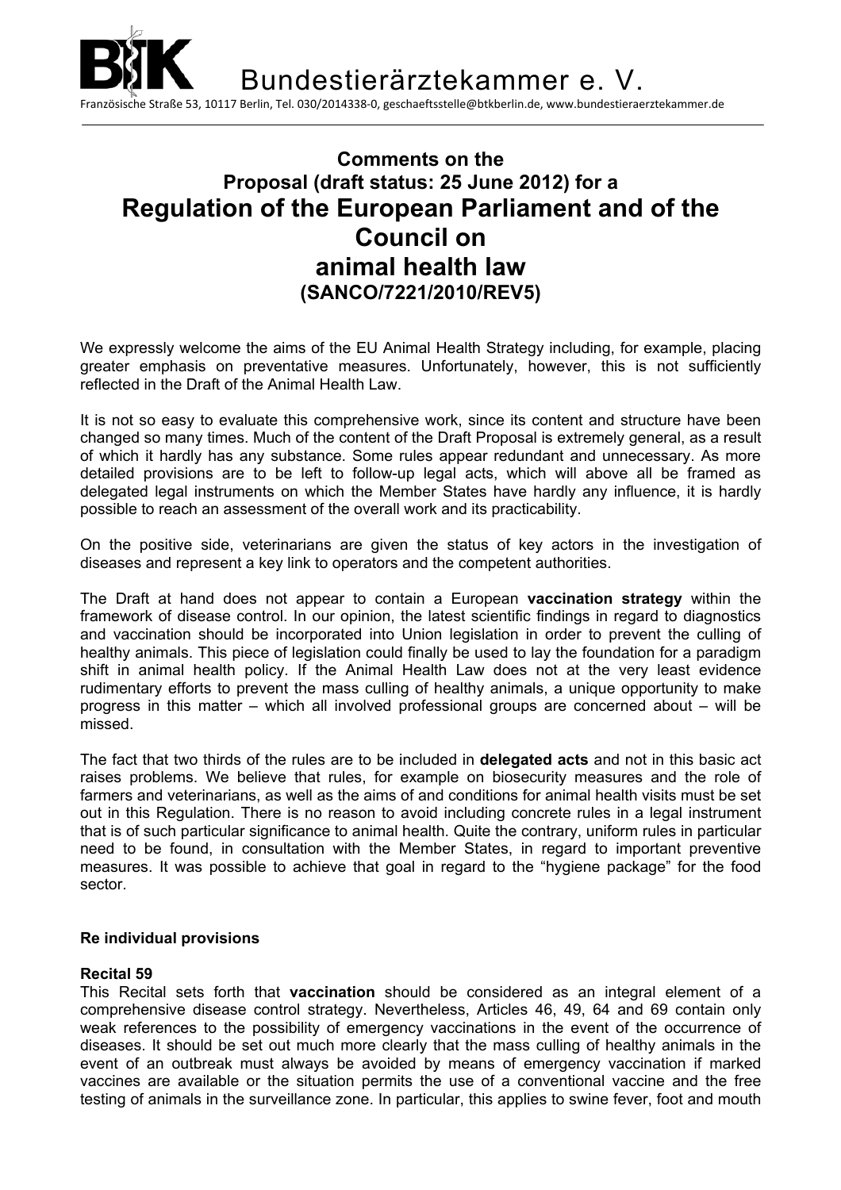Bundestierärztekammer e. V.

Französische Straße 53, 10117 Berlin, Tel. 030/2014338-0, geschaeftsstelle@btkberlin.de, www.bundestieraerztekammer.de

## Comments on the Proposal (draft status: 25 June 2012) for a

# Regulation of the European Parliament and of the Council on animal health law (SANCO/7221/2010/REV5)

We expressly welcome the aims of the EU Animal Health Strategy including, for example, placing greater emphasis on preventative measures. Unfortunately, however, this is not sufficiently reflected in the Draft of the Animal Health Law.

It is not so easy to evaluate this comprehensive work, since its content and structure have been changed so many times. Much of the content of the Draft Proposal is extremely general, as a result of which it hardly has any substance. Some rules appear redundant and unnecessary. As more detailed provisions are to be left to follow-up legal acts, which will above all be framed as delegated legal instruments on which the Member States have hardly any influence, it is hardly possible to reach an assessment of the overall work and its practicability.

On the positive side, veterinarians are given the status of key actors in the investigation of diseases and represent a key link to operators and the competent authorities.

The Draft at hand does not appear to contain a European **vaccination strategy** within the framework of disease control. In our opinion, the latest scientific findings in regard to diagnostics and vaccination should be incorporated into Union legislation in order to prevent the culling of healthy animals. This piece of legislation could finally be used to lay the foundation for a paradigm shift in animal health policy. If the Animal Health Law does not at the very least evidence rudimentary efforts to prevent the mass culling of healthy animals, a unique opportunity to make progress in this matter – which all involved professional groups are concerned about – will be missed.

The fact that two thirds of the rules are to be included in **delegated acts** and not in this basic act raises problems. We believe that rules, for example on biosecurity measures and the role of farmers and veterinarians, as well as the aims of and conditions for animal health visits must be set out in this Regulation. There is no reason to avoid including concrete rules in a legal instrument that is of such particular significance to animal health. Quite the contrary, uniform rules in particular need to be found, in consultation with the Member States, in regard to important preventive measures. It was possible to achieve that goal in regard to the "hygiene package" for the food sector.

### Re individual provisions

**Recital 59**

This Recital sets forth that **vaccination** should be considered as an integral element of a comprehensive disease control strategy. Nevertheless, Articles 46, 49, 64 and 69 contain only weak references to the possibility of emergency vaccinations in the event of the occurrence of diseases. It should be set out much more clearly that the mass culling of healthy animals in the event of an outbreak must always be avoided by means of emergency vaccination if marked vaccines are available or the situation permits the use of a conventional vaccine and the free testing of animals in the surveillance zone. In particular, this applies to swine fever, foot and mouth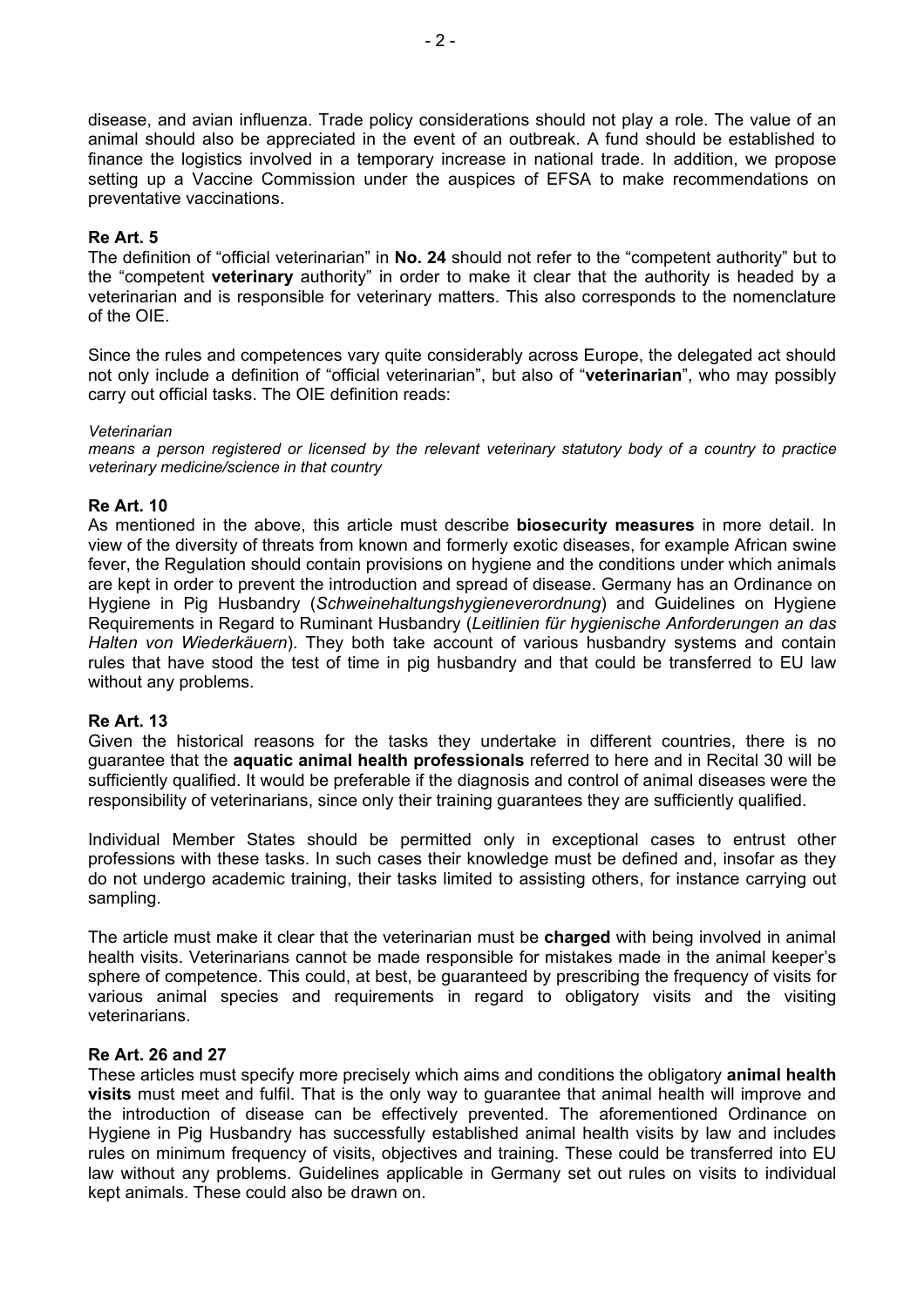disease, and avian influenza. Trade policy considerations should not play a role. The value of an animal should also be appreciated in the event of an outbreak. A fund should be established to finance the logistics involved in a temporary increase in national trade. In addition, we propose setting up a Vaccine Commission under the auspices of EFSA to make recommendations on preventative vaccinations.

**Re Art. 5**

The definition of "official veterinarian" in **No. 24** should not refer to the "competent authority" but to the "competent **veterinary** authority" in order to make it clear that the authority is headed by a veterinarian and is responsible for veterinary matters. This also corresponds to the nomenclature of the OIE.

Since the rules and competences vary quite considerably across Europe, the delegated act should not only include a definition of "official veterinarian", but also of "**veterinarian**", who may possibly carry out official tasks. The OIE definition reads:

*Veterinarian*
*means a person registered or licensed by the relevant veterinary statutory body of a country to practice veterinary medicine/science in that country*

**Re Art. 10**

As mentioned in the above, this article must describe **biosecurity measures** in more detail. In view of the diversity of threats from known and formerly exotic diseases, for example African swine fever, the Regulation should contain provisions on hygiene and the conditions under which animals are kept in order to prevent the introduction and spread of disease. Germany has an Ordinance on Hygiene in Pig Husbandry (*Schweinehaltungshygieneverordnung*) and Guidelines on Hygiene Requirements in Regard to Ruminant Husbandry (*Leitlinien für hygienische Anforderungen an das Halten von Wiederkäuern*). They both take account of various husbandry systems and contain rules that have stood the test of time in pig husbandry and that could be transferred to EU law without any problems.

**Re Art. 13**

Given the historical reasons for the tasks they undertake in different countries, there is no guarantee that the **aquatic animal health professionals** referred to here and in Recital 30 will be sufficiently qualified. It would be preferable if the diagnosis and control of animal diseases were the responsibility of veterinarians, since only their training guarantees they are sufficiently qualified.

Individual Member States should be permitted only in exceptional cases to entrust other professions with these tasks. In such cases their knowledge must be defined and, insofar as they do not undergo academic training, their tasks limited to assisting others, for instance carrying out sampling.

The article must make it clear that the veterinarian must be **charged** with being involved in animal health visits. Veterinarians cannot be made responsible for mistakes made in the animal keeper's sphere of competence. This could, at best, be guaranteed by prescribing the frequency of visits for various animal species and requirements in regard to obligatory visits and the visiting veterinarians.

**Re Art. 26 and 27**

These articles must specify more precisely which aims and conditions the obligatory **animal health visits** must meet and fulfil. That is the only way to guarantee that animal health will improve and the introduction of disease can be effectively prevented. The aforementioned Ordinance on Hygiene in Pig Husbandry has successfully established animal health visits by law and includes rules on minimum frequency of visits, objectives and training. These could be transferred into EU law without any problems. Guidelines applicable in Germany set out rules on visits to individual kept animals. These could also be drawn on.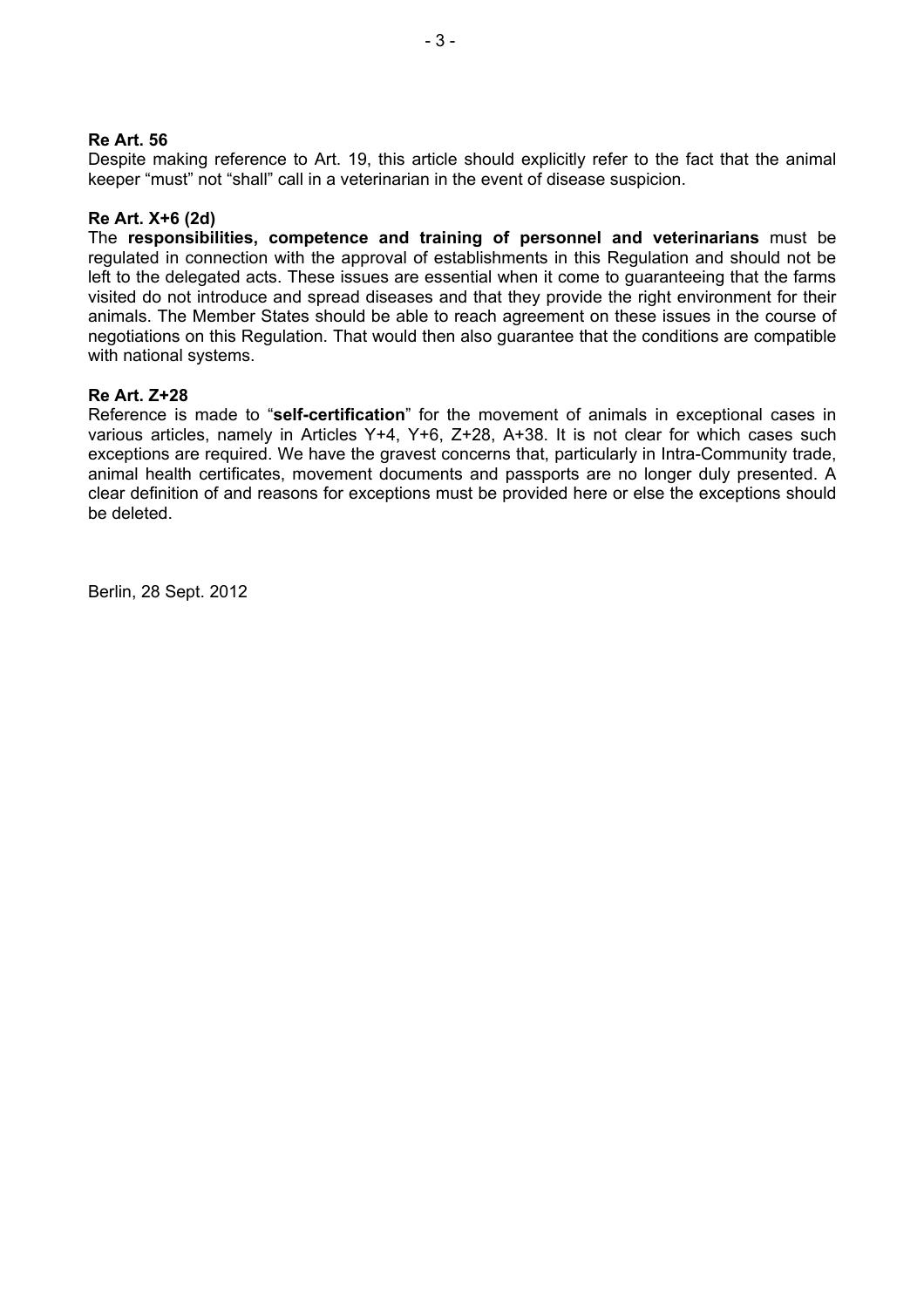**Re Art. 56**

Despite making reference to Art. 19, this article should explicitly refer to the fact that the animal keeper "must" not "shall" call in a veterinarian in the event of disease suspicion.

**Re Art. X+6 (2d)**

The **responsibilities, competence and training of personnel and veterinarians** must be regulated in connection with the approval of establishments in this Regulation and should not be left to the delegated acts. These issues are essential when it come to guaranteeing that the farms visited do not introduce and spread diseases and that they provide the right environment for their animals. The Member States should be able to reach agreement on these issues in the course of negotiations on this Regulation. That would then also guarantee that the conditions are compatible with national systems.

**Re Art. Z+28**

Reference is made to "**self-certification**" for the movement of animals in exceptional cases in various articles, namely in Articles Y+4, Y+6, Z+28, A+38. It is not clear for which cases such exceptions are required. We have the gravest concerns that, particularly in Intra-Community trade, animal health certificates, movement documents and passports are no longer duly presented. A clear definition of and reasons for exceptions must be provided here or else the exceptions should be deleted.

Berlin, 28 Sept. 2012